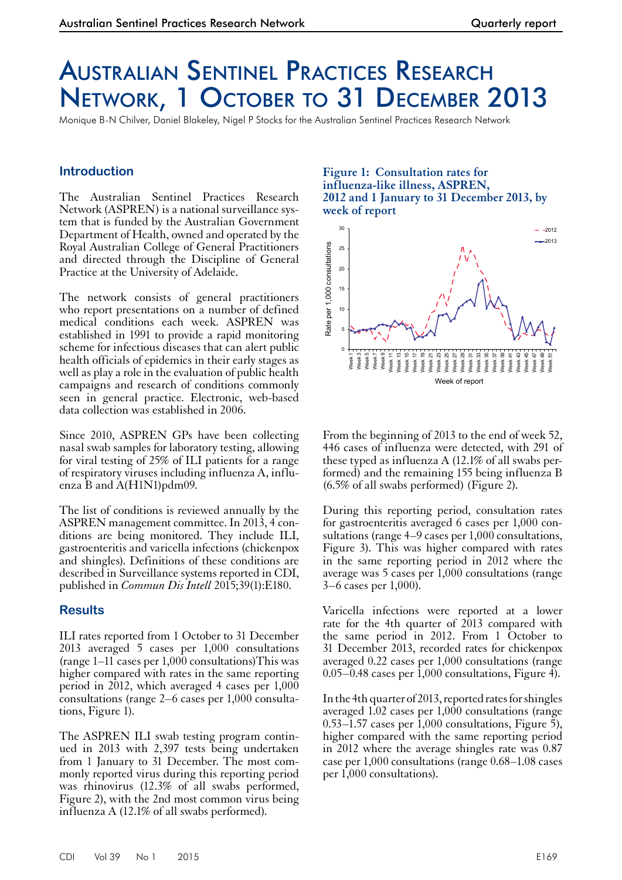# Australian Sentinel Practices Research Network, 1 October to 31 December 2013

Monique B-N Chilver, Daniel Blakeley, Nigel P Stocks for the Australian Sentinel Practices Research Network

## Introduction

The Australian Sentinel Practices Research Network (ASPREN) is a national surveillance system that is funded by the Australian Government Department of Health, owned and operated by the Royal Australian College of General Practitioners and directed through the Discipline of General Practice at the University of Adelaide.

The network consists of general practitioners who report presentations on a number of defined medical conditions each week. ASPREN was established in 1991 to provide a rapid monitoring scheme for infectious diseases that can alert public health officials of epidemics in their early stages as well as play a role in the evaluation of public health campaigns and research of conditions commonly seen in general practice. Electronic, web-based data collection was established in 2006.

Since 2010, ASPREN GPs have been collecting nasal swab samples for laboratory testing, allowing for viral testing of 25% of ILI patients for a range of respiratory viruses including influenza A, influenza B and A(H1N1)pdm09.

The list of conditions is reviewed annually by the ASPREN management committee. In 2013, 4 conditions are being monitored. They include ILI, gastroenteritis and varicella infections (chickenpox and shingles). Definitions of these conditions are described in Surveillance systems reported in CDI, published in *Commun Dis Intell* 2015;39(1):E180.

## Results

ILI rates reported from 1 October to 31 December 2013 averaged 5 cases per 1,000 consultations (range 1–11 cases per 1,000 consultations)This was higher compared with rates in the same reporting period in 2012, which averaged 4 cases per 1,000 consultations (range 2–6 cases per 1,000 consultations, Figure 1).

The ASPREN ILI swab testing program continued in 2013 with 2,397 tests being undertaken from 1 January to 31 December. The most commonly reported virus during this reporting period was rhinovirus (12.3% of all swabs performed, Figure 2), with the 2nd most common virus being influenza A (12.1% of all swabs performed).

**Figure 1: Consultation rates for influenza-like illness, ASPREN, 2012 and 1 January to 31 December 2013, by week of report**

From the beginning of 2013 to the end of week 52, 446 cases of influenza were detected, with 291 of these typed as influenza A (12.1% of all swabs performed) and the remaining 155 being influenza B (6.5% of all swabs performed) (Figure 2).

During this reporting period, consultation rates for gastroenteritis averaged 6 cases per 1,000 consultations (range 4–9 cases per 1,000 consultations, Figure 3). This was higher compared with rates in the same reporting period in 2012 where the average was 5 cases per 1,000 consultations (range 3–6 cases per 1,000).

Varicella infections were reported at a lower rate for the 4th quarter of 2013 compared with the same period in 2012. From 1 October to 31 December 2013, recorded rates for chickenpox averaged 0.22 cases per 1,000 consultations (range 0.05–0.48 cases per 1,000 consultations, Figure 4).

In the 4th quarter of 2013, reported rates for shingles averaged 1.02 cases per 1,000 consultations (range 0.53–1.57 cases per 1,000 consultations, Figure 5), higher compared with the same reporting period in 2012 where the average shingles rate was 0.87 case per 1,000 consultations (range 0.68–1.08 cases per 1,000 consultations).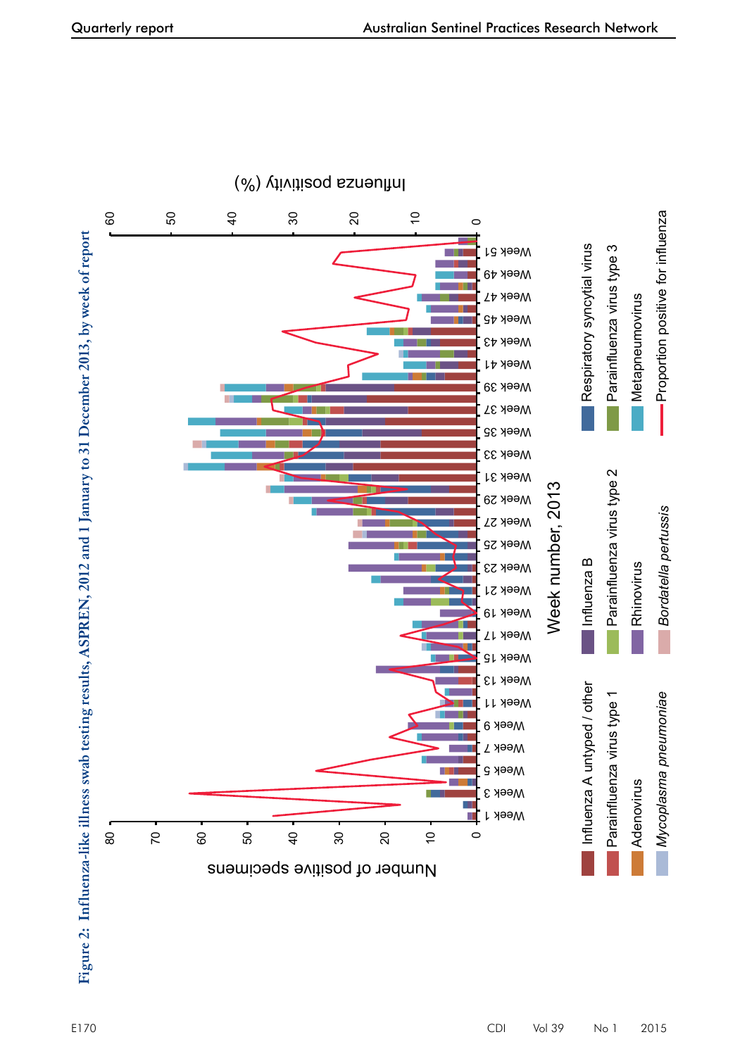Figure 2: Influenza-like illness swab testing results, ASPREN, 2012 and 1 January to 31 December 2013, by week of report

Number of positive specimens

Influenza positivity (%)

Week number, 2013

- Influenza A untyped / other
- Influenza B
- Respiratory syncytial virus
- Parainfluenza virus type 1
- Parainfluenza virus type 2
- Parainfluenza virus type 3
- Adenovirus
- Rhinovirus
- Metapneumovirus
- *Mycoplasma pneumoniae*
- *Bordatella pertussis*
- Proportion positive for influenza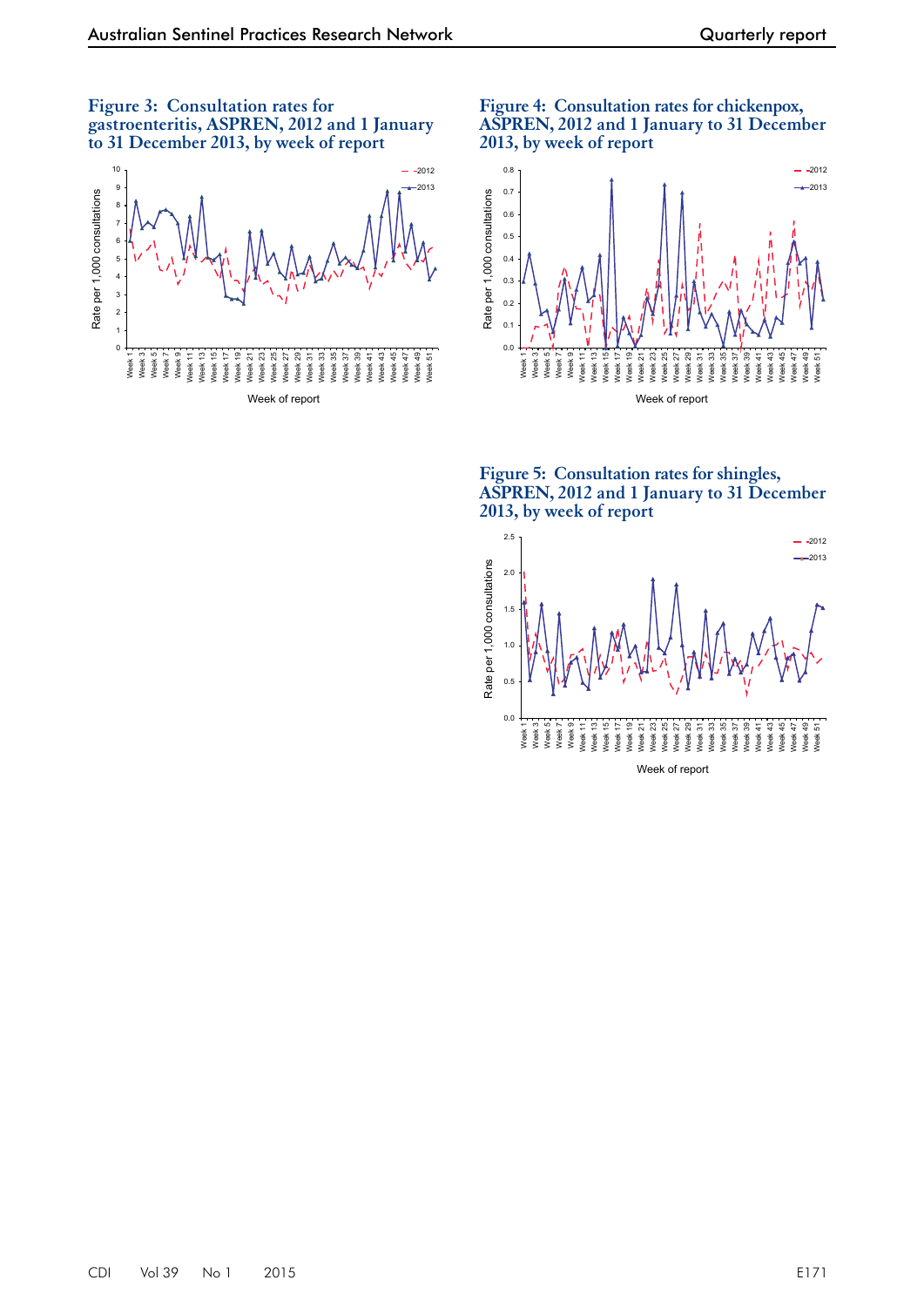### Figure 3: Consultation rates for gastroenteritis, ASPREN, 2012 and 1 January to 31 December 2013, by week of report

Rate per 1,000 consultations

10
9
8
7
6
5
4
3
2
1
0

2012
2013

Week 1 Week 3 Week 5 Week 7 Week 9 Week 11 Week 13 Week 15 Week 17 Week 19 Week 21 Week 23 Week 25 Week 27 Week 29 Week 31 Week 33 Week 35 Week 37 Week 39 Week 41 Week 43 Week 45 Week 47 Week 49 Week 51

Week of report

### Figure 4: Consultation rates for chickenpox, ASPREN, 2012 and 1 January to 31 December 2013, by week of report

Rate per 1,000 consultations

0.8
0.7
0.6
0.5
0.4
0.3
0.2
0.1
0.0

2012
2013

Week 1 Week 3 Week 5 Week 7 Week 9 Week 11 Week 13 Week 15 Week 17 Week 19 Week 21 Week 23 Week 25 Week 27 Week 29 Week 31 Week 33 Week 35 Week 37 Week 39 Week 41 Week 43 Week 45 Week 47 Week 49 Week 51

Week of report

### Figure 5: Consultation rates for shingles, ASPREN, 2012 and 1 January to 31 December 2013, by week of report

Rate per 1,000 consultations

2.5
2.0
1.5
1.0
0.5
0.0

2012
2013

Week 1 Week 3 Week 5 Week 7 Week 9 Week 11 Week 13 Week 15 Week 17 Week 19 Week 21 Week 23 Week 25 Week 27 Week 29 Week 31 Week 33 Week 35 Week 37 Week 39 Week 41 Week 43 Week 45 Week 47 Week 49 Week 51

Week of report